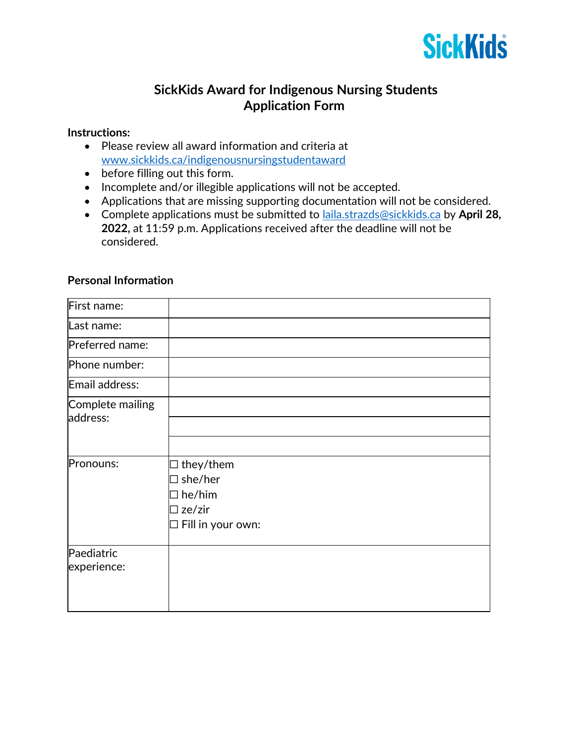SickKids

# SickKids Award for Indigenous Nursing Students
# Application Form

**Instructions:**

- Please review all award information and criteria at [www.sickkids.ca/indigenousnursingstudentaward](http://www.sickkids.ca/indigenousnursingstudentaward)
- before filling out this form.
- Incomplete and/or illegible applications will not be accepted.
- Applications that are missing supporting documentation will not be considered.
- Complete applications must be submitted to [laila.strazds@sickkids.ca](mailto:laila.strazds@sickkids.ca) by **April 28, 2022,** at 11:59 p.m. Applications received after the deadline will not be considered.

**Personal Information**

| | |
|---|---|
| First name: | |
| Last name: | |
| Preferred name: | |
| Phone number: | |
| Email address: | |
| Complete mailing address: | |
| | |
| | |
| Pronouns: | ☐ they/them<br>☐ she/her<br>☐ he/him<br>☐ ze/zir<br>☐ Fill in your own: |
| Paediatric experience: | |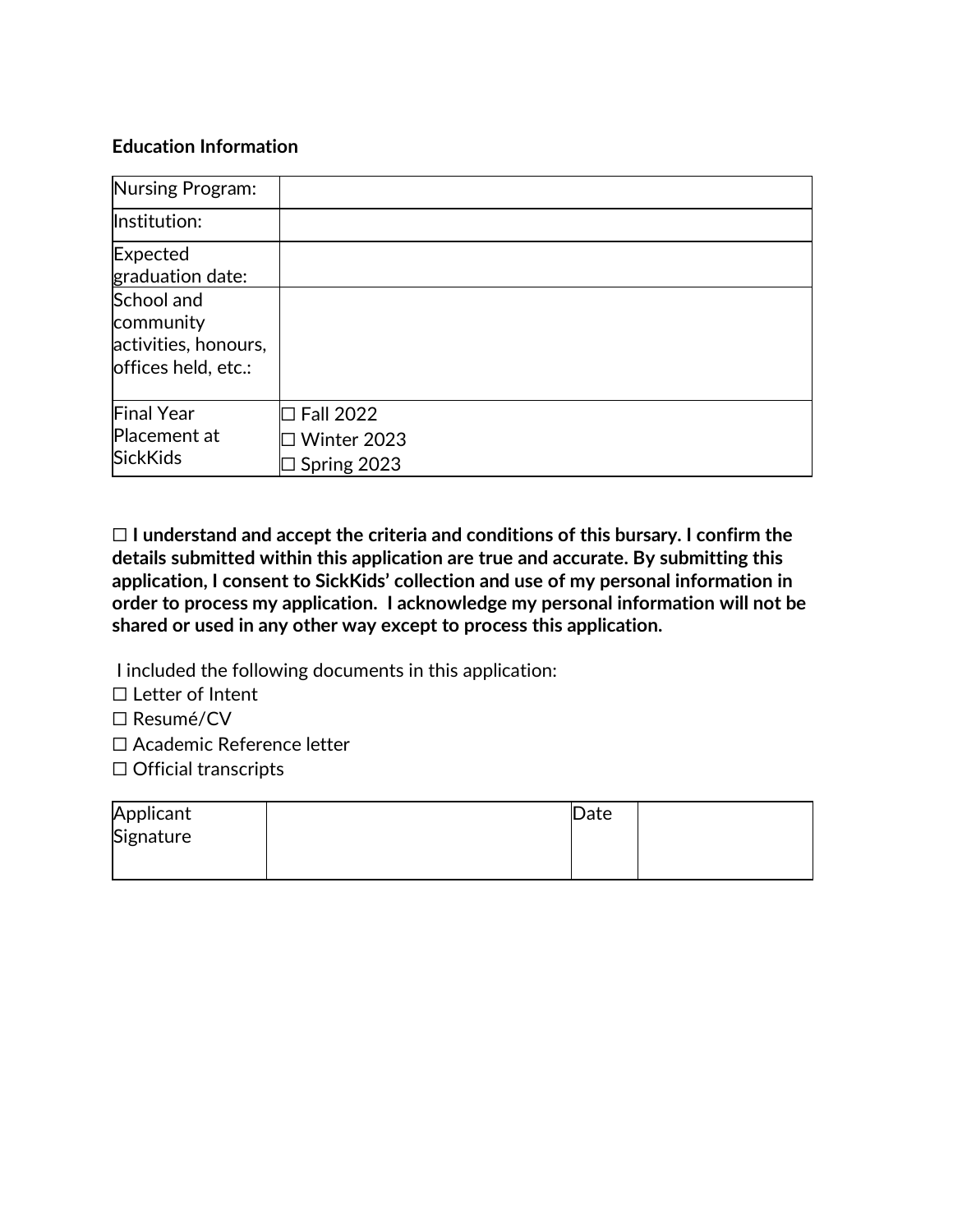**Education Information**

| | |
|---|---|
| Nursing Program: | |
| Institution: | |
| Expected graduation date: | |
| School and community activities, honours, offices held, etc.: | |
| Final Year Placement at SickKids | ☐ Fall 2022<br>☐ Winter 2023<br>☐ Spring 2023 |

☐ **I understand and accept the criteria and conditions of this bursary. I confirm the details submitted within this application are true and accurate. By submitting this application, I consent to SickKids' collection and use of my personal information in order to process my application. I acknowledge my personal information will not be shared or used in any other way except to process this application.**

I included the following documents in this application:

☐ Letter of Intent
☐ Resumé/CV
☐ Academic Reference letter
☐ Official transcripts

| | | | |
|---|---|---|---|
| Applicant Signature | | Date | |